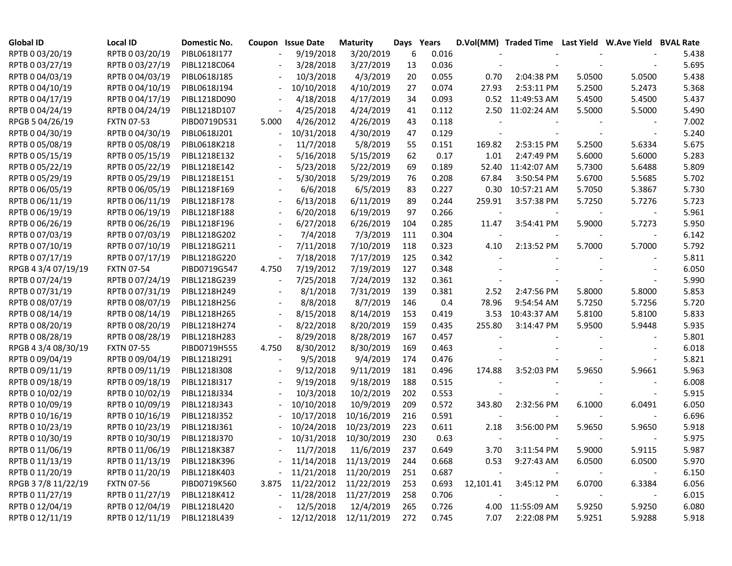| Global ID | Local ID | Domestic No. | Coupon | Issue Date | Maturity | Days | Years | D.Vol(MM) | Traded Time | Last Yield | W.Ave Yield | BVAL Rate |
|---|---|---|---|---|---|---|---|---|---|---|---|---|
| RPTB 0 03/20/19 | RPTB 0 03/20/19 | PIBL0618I177 | - | 9/19/2018 | 3/20/2019 | 6 | 0.016 | - | - | - | - | 5.438 |
| RPTB 0 03/27/19 | RPTB 0 03/27/19 | PIBL1218C064 | - | 3/28/2018 | 3/27/2019 | 13 | 0.036 | - | - | - | - | 5.695 |
| RPTB 0 04/03/19 | RPTB 0 04/03/19 | PIBL0618J185 | - | 10/3/2018 | 4/3/2019 | 20 | 0.055 | 0.70 | 2:04:38 PM | 5.0500 | 5.0500 | 5.438 |
| RPTB 0 04/10/19 | RPTB 0 04/10/19 | PIBL0618J194 | - | 10/10/2018 | 4/10/2019 | 27 | 0.074 | 27.93 | 2:53:11 PM | 5.2500 | 5.2473 | 5.368 |
| RPTB 0 04/17/19 | RPTB 0 04/17/19 | PIBL1218D090 | - | 4/18/2018 | 4/17/2019 | 34 | 0.093 | 0.52 | 11:49:53 AM | 5.4500 | 5.4500 | 5.437 |
| RPTB 0 04/24/19 | RPTB 0 04/24/19 | PIBL1218D107 | - | 4/25/2018 | 4/24/2019 | 41 | 0.112 | 2.50 | 11:02:24 AM | 5.5000 | 5.5000 | 5.490 |
| RPGB 5 04/26/19 | FXTN 07-53 | PIBD0719D531 | 5.000 | 4/26/2012 | 4/26/2019 | 43 | 0.118 | - | - | - | - | 7.002 |
| RPTB 0 04/30/19 | RPTB 0 04/30/19 | PIBL0618J201 | - | 10/31/2018 | 4/30/2019 | 47 | 0.129 | - | - | - | - | 5.240 |
| RPTB 0 05/08/19 | RPTB 0 05/08/19 | PIBL0618K218 | - | 11/7/2018 | 5/8/2019 | 55 | 0.151 | 169.82 | 2:53:15 PM | 5.2500 | 5.6334 | 5.675 |
| RPTB 0 05/15/19 | RPTB 0 05/15/19 | PIBL1218E132 | - | 5/16/2018 | 5/15/2019 | 62 | 0.17 | 1.01 | 2:47:49 PM | 5.6000 | 5.6000 | 5.283 |
| RPTB 0 05/22/19 | RPTB 0 05/22/19 | PIBL1218E142 | - | 5/23/2018 | 5/22/2019 | 69 | 0.189 | 52.40 | 11:42:07 AM | 5.7300 | 5.6488 | 5.809 |
| RPTB 0 05/29/19 | RPTB 0 05/29/19 | PIBL1218E151 | - | 5/30/2018 | 5/29/2019 | 76 | 0.208 | 67.84 | 3:50:54 PM | 5.6700 | 5.5685 | 5.702 |
| RPTB 0 06/05/19 | RPTB 0 06/05/19 | PIBL1218F169 | - | 6/6/2018 | 6/5/2019 | 83 | 0.227 | 0.30 | 10:57:21 AM | 5.7050 | 5.3867 | 5.730 |
| RPTB 0 06/11/19 | RPTB 0 06/11/19 | PIBL1218F178 | - | 6/13/2018 | 6/11/2019 | 89 | 0.244 | 259.91 | 3:57:38 PM | 5.7250 | 5.7276 | 5.723 |
| RPTB 0 06/19/19 | RPTB 0 06/19/19 | PIBL1218F188 | - | 6/20/2018 | 6/19/2019 | 97 | 0.266 | - | - | - | - | 5.961 |
| RPTB 0 06/26/19 | RPTB 0 06/26/19 | PIBL1218F196 | - | 6/27/2018 | 6/26/2019 | 104 | 0.285 | 11.47 | 3:54:41 PM | 5.9000 | 5.7273 | 5.950 |
| RPTB 0 07/03/19 | RPTB 0 07/03/19 | PIBL1218G202 | - | 7/4/2018 | 7/3/2019 | 111 | 0.304 | - | - | - | - | 6.142 |
| RPTB 0 07/10/19 | RPTB 0 07/10/19 | PIBL1218G211 | - | 7/11/2018 | 7/10/2019 | 118 | 0.323 | 4.10 | 2:13:52 PM | 5.7000 | 5.7000 | 5.792 |
| RPTB 0 07/17/19 | RPTB 0 07/17/19 | PIBL1218G220 | - | 7/18/2018 | 7/17/2019 | 125 | 0.342 | - | - | - | - | 5.811 |
| RPGB 4 3/4 07/19/19 | FXTN 07-54 | PIBD0719G547 | 4.750 | 7/19/2012 | 7/19/2019 | 127 | 0.348 | - | - | - | - | 6.050 |
| RPTB 0 07/24/19 | RPTB 0 07/24/19 | PIBL1218G239 | - | 7/25/2018 | 7/24/2019 | 132 | 0.361 | - | - | - | - | 5.990 |
| RPTB 0 07/31/19 | RPTB 0 07/31/19 | PIBL1218H249 | - | 8/1/2018 | 7/31/2019 | 139 | 0.381 | 2.52 | 2:47:56 PM | 5.8000 | 5.8000 | 5.853 |
| RPTB 0 08/07/19 | RPTB 0 08/07/19 | PIBL1218H256 | - | 8/8/2018 | 8/7/2019 | 146 | 0.4 | 78.96 | 9:54:54 AM | 5.7250 | 5.7256 | 5.720 |
| RPTB 0 08/14/19 | RPTB 0 08/14/19 | PIBL1218H265 | - | 8/15/2018 | 8/14/2019 | 153 | 0.419 | 3.53 | 10:43:37 AM | 5.8100 | 5.8100 | 5.833 |
| RPTB 0 08/20/19 | RPTB 0 08/20/19 | PIBL1218H274 | - | 8/22/2018 | 8/20/2019 | 159 | 0.435 | 255.80 | 3:14:47 PM | 5.9500 | 5.9448 | 5.935 |
| RPTB 0 08/28/19 | RPTB 0 08/28/19 | PIBL1218H283 | - | 8/29/2018 | 8/28/2019 | 167 | 0.457 | - | - | - | - | 5.801 |
| RPGB 4 3/4 08/30/19 | FXTN 07-55 | PIBD0719H555 | 4.750 | 8/30/2012 | 8/30/2019 | 169 | 0.463 | - | - | - | - | 6.018 |
| RPTB 0 09/04/19 | RPTB 0 09/04/19 | PIBL1218I291 | - | 9/5/2018 | 9/4/2019 | 174 | 0.476 | - | - | - | - | 5.821 |
| RPTB 0 09/11/19 | RPTB 0 09/11/19 | PIBL1218I308 | - | 9/12/2018 | 9/11/2019 | 181 | 0.496 | 174.88 | 3:52:03 PM | 5.9650 | 5.9661 | 5.963 |
| RPTB 0 09/18/19 | RPTB 0 09/18/19 | PIBL1218I317 | - | 9/19/2018 | 9/18/2019 | 188 | 0.515 | - | - | - | - | 6.008 |
| RPTB 0 10/02/19 | RPTB 0 10/02/19 | PIBL1218J334 | - | 10/3/2018 | 10/2/2019 | 202 | 0.553 | - | - | - | - | 5.915 |
| RPTB 0 10/09/19 | RPTB 0 10/09/19 | PIBL1218J343 | - | 10/10/2018 | 10/9/2019 | 209 | 0.572 | 343.80 | 2:32:56 PM | 6.1000 | 6.0491 | 6.050 |
| RPTB 0 10/16/19 | RPTB 0 10/16/19 | PIBL1218J352 | - | 10/17/2018 | 10/16/2019 | 216 | 0.591 | - | - | - | - | 6.696 |
| RPTB 0 10/23/19 | RPTB 0 10/23/19 | PIBL1218J361 | - | 10/24/2018 | 10/23/2019 | 223 | 0.611 | 2.18 | 3:56:00 PM | 5.9650 | 5.9650 | 5.918 |
| RPTB 0 10/30/19 | RPTB 0 10/30/19 | PIBL1218J370 | - | 10/31/2018 | 10/30/2019 | 230 | 0.63 | - | - | - | - | 5.975 |
| RPTB 0 11/06/19 | RPTB 0 11/06/19 | PIBL1218K387 | - | 11/7/2018 | 11/6/2019 | 237 | 0.649 | 3.70 | 3:11:54 PM | 5.9000 | 5.9115 | 5.987 |
| RPTB 0 11/13/19 | RPTB 0 11/13/19 | PIBL1218K396 | - | 11/14/2018 | 11/13/2019 | 244 | 0.668 | 0.53 | 9:27:43 AM | 6.0500 | 6.0500 | 5.970 |
| RPTB 0 11/20/19 | RPTB 0 11/20/19 | PIBL1218K403 | - | 11/21/2018 | 11/20/2019 | 251 | 0.687 | - | - | - | - | 6.150 |
| RPGB 3 7/8 11/22/19 | FXTN 07-56 | PIBD0719K560 | 3.875 | 11/22/2012 | 11/22/2019 | 253 | 0.693 | 12,101.41 | 3:45:12 PM | 6.0700 | 6.3384 | 6.056 |
| RPTB 0 11/27/19 | RPTB 0 11/27/19 | PIBL1218K412 | - | 11/28/2018 | 11/27/2019 | 258 | 0.706 | - | - | - | - | 6.015 |
| RPTB 0 12/04/19 | RPTB 0 12/04/19 | PIBL1218L420 | - | 12/5/2018 | 12/4/2019 | 265 | 0.726 | 4.00 | 11:55:09 AM | 5.9250 | 5.9250 | 6.080 |
| RPTB 0 12/11/19 | RPTB 0 12/11/19 | PIBL1218L439 | - | 12/12/2018 | 12/11/2019 | 272 | 0.745 | 7.07 | 2:22:08 PM | 5.9251 | 5.9288 | 5.918 |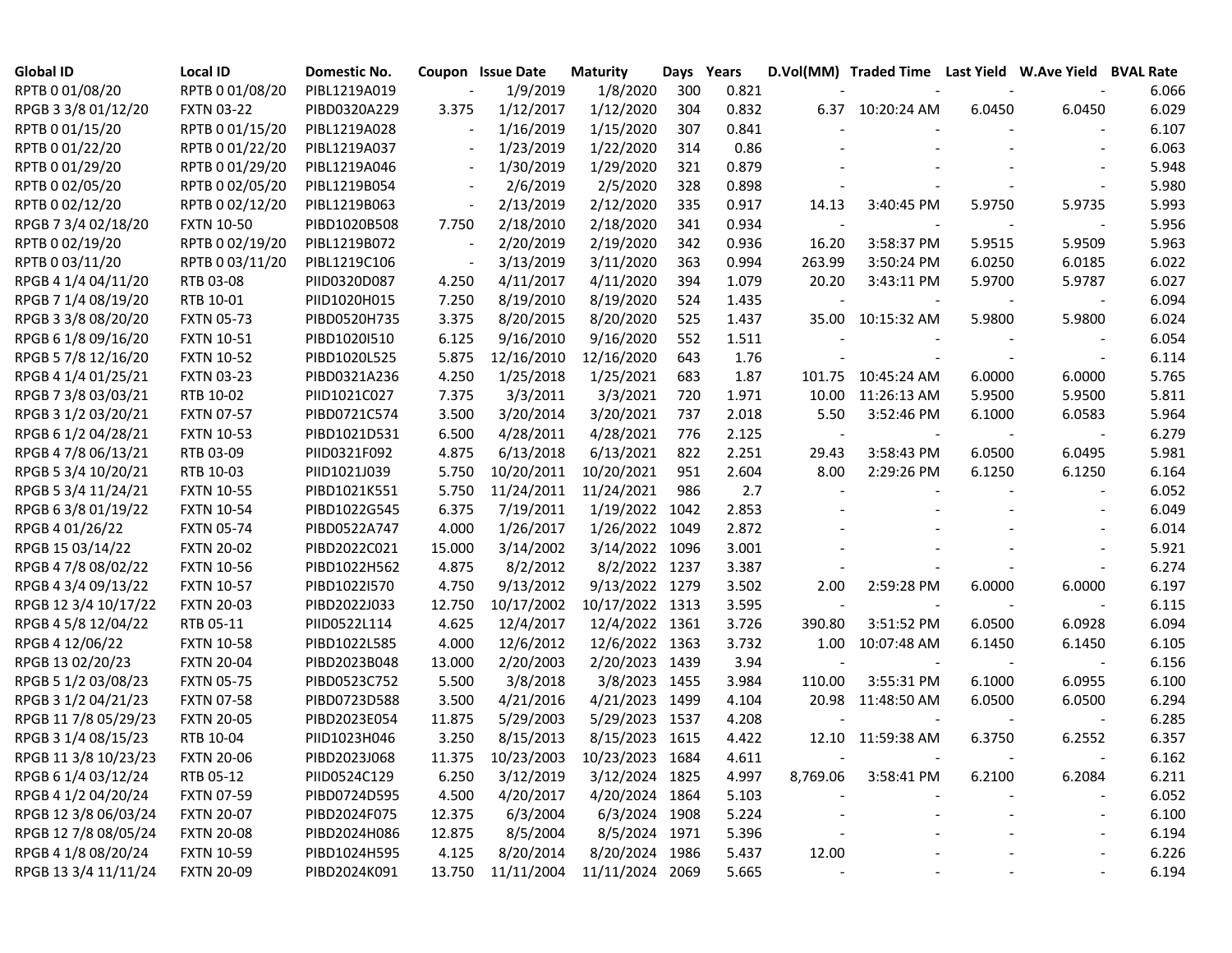| Global ID | Local ID | Domestic No. | Coupon | Issue Date | Maturity | Days | Years | D.Vol(MM) | Traded Time | Last Yield | W.Ave Yield | BVAL Rate |
|---|---|---|---|---|---|---|---|---|---|---|---|---|
| RPTB 0 01/08/20 | RPTB 0 01/08/20 | PIBL1219A019 | - | 1/9/2019 | 1/8/2020 | 300 | 0.821 | - | - | - | - | 6.066 |
| RPGB 3 3/8 01/12/20 | FXTN 03-22 | PIBD0320A229 | 3.375 | 1/12/2017 | 1/12/2020 | 304 | 0.832 | 6.37 | 10:20:24 AM | 6.0450 | 6.0450 | 6.029 |
| RPTB 0 01/15/20 | RPTB 0 01/15/20 | PIBL1219A028 | - | 1/16/2019 | 1/15/2020 | 307 | 0.841 | - | - | - | - | 6.107 |
| RPTB 0 01/22/20 | RPTB 0 01/22/20 | PIBL1219A037 | - | 1/23/2019 | 1/22/2020 | 314 | 0.86 | - | - | - | - | 6.063 |
| RPTB 0 01/29/20 | RPTB 0 01/29/20 | PIBL1219A046 | - | 1/30/2019 | 1/29/2020 | 321 | 0.879 | - | - | - | - | 5.948 |
| RPTB 0 02/05/20 | RPTB 0 02/05/20 | PIBL1219B054 | - | 2/6/2019 | 2/5/2020 | 328 | 0.898 | - | - | - | - | 5.980 |
| RPTB 0 02/12/20 | RPTB 0 02/12/20 | PIBL1219B063 | - | 2/13/2019 | 2/12/2020 | 335 | 0.917 | 14.13 | 3:40:45 PM | 5.9750 | 5.9735 | 5.993 |
| RPGB 7 3/4 02/18/20 | FXTN 10-50 | PIBD1020B508 | 7.750 | 2/18/2010 | 2/18/2020 | 341 | 0.934 | - | - | - | - | 5.956 |
| RPTB 0 02/19/20 | RPTB 0 02/19/20 | PIBL1219B072 | - | 2/20/2019 | 2/19/2020 | 342 | 0.936 | 16.20 | 3:58:37 PM | 5.9515 | 5.9509 | 5.963 |
| RPTB 0 03/11/20 | RPTB 0 03/11/20 | PIBL1219C106 | - | 3/13/2019 | 3/11/2020 | 363 | 0.994 | 263.99 | 3:50:24 PM | 6.0250 | 6.0185 | 6.022 |
| RPGB 4 1/4 04/11/20 | RTB 03-08 | PIID0320D087 | 4.250 | 4/11/2017 | 4/11/2020 | 394 | 1.079 | 20.20 | 3:43:11 PM | 5.9700 | 5.9787 | 6.027 |
| RPGB 7 1/4 08/19/20 | RTB 10-01 | PIID1020H015 | 7.250 | 8/19/2010 | 8/19/2020 | 524 | 1.435 | - | - | - | - | 6.094 |
| RPGB 3 3/8 08/20/20 | FXTN 05-73 | PIBD0520H735 | 3.375 | 8/20/2015 | 8/20/2020 | 525 | 1.437 | 35.00 | 10:15:32 AM | 5.9800 | 5.9800 | 6.024 |
| RPGB 6 1/8 09/16/20 | FXTN 10-51 | PIBD1020I510 | 6.125 | 9/16/2010 | 9/16/2020 | 552 | 1.511 | - | - | - | - | 6.054 |
| RPGB 5 7/8 12/16/20 | FXTN 10-52 | PIBD1020L525 | 5.875 | 12/16/2010 | 12/16/2020 | 643 | 1.76 | - | - | - | - | 6.114 |
| RPGB 4 1/4 01/25/21 | FXTN 03-23 | PIBD0321A236 | 4.250 | 1/25/2018 | 1/25/2021 | 683 | 1.87 | 101.75 | 10:45:24 AM | 6.0000 | 6.0000 | 5.765 |
| RPGB 7 3/8 03/03/21 | RTB 10-02 | PIID1021C027 | 7.375 | 3/3/2011 | 3/3/2021 | 720 | 1.971 | 10.00 | 11:26:13 AM | 5.9500 | 5.9500 | 5.811 |
| RPGB 3 1/2 03/20/21 | FXTN 07-57 | PIBD0721C574 | 3.500 | 3/20/2014 | 3/20/2021 | 737 | 2.018 | 5.50 | 3:52:46 PM | 6.1000 | 6.0583 | 5.964 |
| RPGB 6 1/2 04/28/21 | FXTN 10-53 | PIBD1021D531 | 6.500 | 4/28/2011 | 4/28/2021 | 776 | 2.125 | - | - | - | - | 6.279 |
| RPGB 4 7/8 06/13/21 | RTB 03-09 | PIID0321F092 | 4.875 | 6/13/2018 | 6/13/2021 | 822 | 2.251 | 29.43 | 3:58:43 PM | 6.0500 | 6.0495 | 5.981 |
| RPGB 5 3/4 10/20/21 | RTB 10-03 | PIID1021J039 | 5.750 | 10/20/2011 | 10/20/2021 | 951 | 2.604 | 8.00 | 2:29:26 PM | 6.1250 | 6.1250 | 6.164 |
| RPGB 5 3/4 11/24/21 | FXTN 10-55 | PIBD1021K551 | 5.750 | 11/24/2011 | 11/24/2021 | 986 | 2.7 | - | - | - | - | 6.052 |
| RPGB 6 3/8 01/19/22 | FXTN 10-54 | PIBD1022G545 | 6.375 | 7/19/2011 | 1/19/2022 | 1042 | 2.853 | - | - | - | - | 6.049 |
| RPGB 4 01/26/22 | FXTN 05-74 | PIBD0522A747 | 4.000 | 1/26/2017 | 1/26/2022 | 1049 | 2.872 | - | - | - | - | 6.014 |
| RPGB 15 03/14/22 | FXTN 20-02 | PIBD2022C021 | 15.000 | 3/14/2002 | 3/14/2022 | 1096 | 3.001 | - | - | - | - | 5.921 |
| RPGB 4 7/8 08/02/22 | FXTN 10-56 | PIBD1022H562 | 4.875 | 8/2/2012 | 8/2/2022 | 1237 | 3.387 | - | - | - | - | 6.274 |
| RPGB 4 3/4 09/13/22 | FXTN 10-57 | PIBD1022I570 | 4.750 | 9/13/2012 | 9/13/2022 | 1279 | 3.502 | 2.00 | 2:59:28 PM | 6.0000 | 6.0000 | 6.197 |
| RPGB 12 3/4 10/17/22 | FXTN 20-03 | PIBD2022J033 | 12.750 | 10/17/2002 | 10/17/2022 | 1313 | 3.595 | - | - | - | - | 6.115 |
| RPGB 4 5/8 12/04/22 | RTB 05-11 | PIID0522L114 | 4.625 | 12/4/2017 | 12/4/2022 | 1361 | 3.726 | 390.80 | 3:51:52 PM | 6.0500 | 6.0928 | 6.094 |
| RPGB 4 12/06/22 | FXTN 10-58 | PIBD1022L585 | 4.000 | 12/6/2012 | 12/6/2022 | 1363 | 3.732 | 1.00 | 10:07:48 AM | 6.1450 | 6.1450 | 6.105 |
| RPGB 13 02/20/23 | FXTN 20-04 | PIBD2023B048 | 13.000 | 2/20/2003 | 2/20/2023 | 1439 | 3.94 | - | - | - | - | 6.156 |
| RPGB 5 1/2 03/08/23 | FXTN 05-75 | PIBD0523C752 | 5.500 | 3/8/2018 | 3/8/2023 | 1455 | 3.984 | 110.00 | 3:55:31 PM | 6.1000 | 6.0955 | 6.100 |
| RPGB 3 1/2 04/21/23 | FXTN 07-58 | PIBD0723D588 | 3.500 | 4/21/2016 | 4/21/2023 | 1499 | 4.104 | 20.98 | 11:48:50 AM | 6.0500 | 6.0500 | 6.294 |
| RPGB 11 7/8 05/29/23 | FXTN 20-05 | PIBD2023E054 | 11.875 | 5/29/2003 | 5/29/2023 | 1537 | 4.208 | - | - | - | - | 6.285 |
| RPGB 3 1/4 08/15/23 | RTB 10-04 | PIID1023H046 | 3.250 | 8/15/2013 | 8/15/2023 | 1615 | 4.422 | 12.10 | 11:59:38 AM | 6.3750 | 6.2552 | 6.357 |
| RPGB 11 3/8 10/23/23 | FXTN 20-06 | PIBD2023J068 | 11.375 | 10/23/2003 | 10/23/2023 | 1684 | 4.611 | - | - | - | - | 6.162 |
| RPGB 6 1/4 03/12/24 | RTB 05-12 | PIID0524C129 | 6.250 | 3/12/2019 | 3/12/2024 | 1825 | 4.997 | 8,769.06 | 3:58:41 PM | 6.2100 | 6.2084 | 6.211 |
| RPGB 4 1/2 04/20/24 | FXTN 07-59 | PIBD0724D595 | 4.500 | 4/20/2017 | 4/20/2024 | 1864 | 5.103 | - | - | - | - | 6.052 |
| RPGB 12 3/8 06/03/24 | FXTN 20-07 | PIBD2024F075 | 12.375 | 6/3/2004 | 6/3/2024 | 1908 | 5.224 | - | - | - | - | 6.100 |
| RPGB 12 7/8 08/05/24 | FXTN 20-08 | PIBD2024H086 | 12.875 | 8/5/2004 | 8/5/2024 | 1971 | 5.396 | - | - | - | - | 6.194 |
| RPGB 4 1/8 08/20/24 | FXTN 10-59 | PIBD1024H595 | 4.125 | 8/20/2014 | 8/20/2024 | 1986 | 5.437 | 12.00 | - | - | - | 6.226 |
| RPGB 13 3/4 11/11/24 | FXTN 20-09 | PIBD2024K091 | 13.750 | 11/11/2004 | 11/11/2024 | 2069 | 5.665 | - | - | - | - | 6.194 |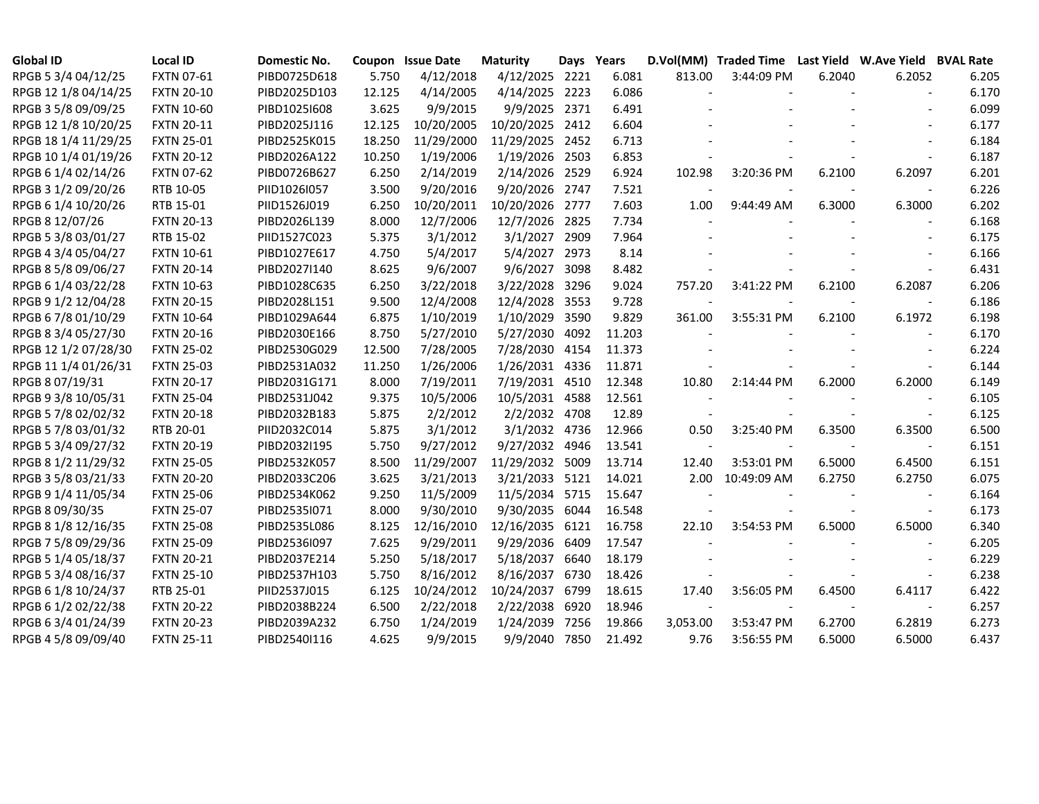| Global ID | Local ID | Domestic No. | Coupon | Issue Date | Maturity | Days | Years | D.Vol(MM) | Traded Time | Last Yield | W.Ave Yield | BVAL Rate |
|---|---|---|---|---|---|---|---|---|---|---|---|---|
| RPGB 5 3/4 04/12/25 | FXTN 07-61 | PIBD0725D618 | 5.750 | 4/12/2018 | 4/12/2025 | 2221 | 6.081 | 813.00 | 3:44:09 PM | 6.2040 | 6.2052 | 6.205 |
| RPGB 12 1/8 04/14/25 | FXTN 20-10 | PIBD2025D103 | 12.125 | 4/14/2005 | 4/14/2025 | 2223 | 6.086 | - | - | - | - | 6.170 |
| RPGB 3 5/8 09/09/25 | FXTN 10-60 | PIBD1025I608 | 3.625 | 9/9/2015 | 9/9/2025 | 2371 | 6.491 | - | - | - | - | 6.099 |
| RPGB 12 1/8 10/20/25 | FXTN 20-11 | PIBD2025J116 | 12.125 | 10/20/2005 | 10/20/2025 | 2412 | 6.604 | - | - | - | - | 6.177 |
| RPGB 18 1/4 11/29/25 | FXTN 25-01 | PIBD2525K015 | 18.250 | 11/29/2000 | 11/29/2025 | 2452 | 6.713 | - | - | - | - | 6.184 |
| RPGB 10 1/4 01/19/26 | FXTN 20-12 | PIBD2026A122 | 10.250 | 1/19/2006 | 1/19/2026 | 2503 | 6.853 | - | - | - | - | 6.187 |
| RPGB 6 1/4 02/14/26 | FXTN 07-62 | PIBD0726B627 | 6.250 | 2/14/2019 | 2/14/2026 | 2529 | 6.924 | 102.98 | 3:20:36 PM | 6.2100 | 6.2097 | 6.201 |
| RPGB 3 1/2 09/20/26 | RTB 10-05 | PIID1026I057 | 3.500 | 9/20/2016 | 9/20/2026 | 2747 | 7.521 | - | - | - | - | 6.226 |
| RPGB 6 1/4 10/20/26 | RTB 15-01 | PIID1526J019 | 6.250 | 10/20/2011 | 10/20/2026 | 2777 | 7.603 | 1.00 | 9:44:49 AM | 6.3000 | 6.3000 | 6.202 |
| RPGB 8 12/07/26 | FXTN 20-13 | PIBD2026L139 | 8.000 | 12/7/2006 | 12/7/2026 | 2825 | 7.734 | - | - | - | - | 6.168 |
| RPGB 5 3/8 03/01/27 | RTB 15-02 | PIID1527C023 | 5.375 | 3/1/2012 | 3/1/2027 | 2909 | 7.964 | - | - | - | - | 6.175 |
| RPGB 4 3/4 05/04/27 | FXTN 10-61 | PIBD1027E617 | 4.750 | 5/4/2017 | 5/4/2027 | 2973 | 8.14 | - | - | - | - | 6.166 |
| RPGB 8 5/8 09/06/27 | FXTN 20-14 | PIBD2027I140 | 8.625 | 9/6/2007 | 9/6/2027 | 3098 | 8.482 | - | - | - | - | 6.431 |
| RPGB 6 1/4 03/22/28 | FXTN 10-63 | PIBD1028C635 | 6.250 | 3/22/2018 | 3/22/2028 | 3296 | 9.024 | 757.20 | 3:41:22 PM | 6.2100 | 6.2087 | 6.206 |
| RPGB 9 1/2 12/04/28 | FXTN 20-15 | PIBD2028L151 | 9.500 | 12/4/2008 | 12/4/2028 | 3553 | 9.728 | - | - | - | - | 6.186 |
| RPGB 6 7/8 01/10/29 | FXTN 10-64 | PIBD1029A644 | 6.875 | 1/10/2019 | 1/10/2029 | 3590 | 9.829 | 361.00 | 3:55:31 PM | 6.2100 | 6.1972 | 6.198 |
| RPGB 8 3/4 05/27/30 | FXTN 20-16 | PIBD2030E166 | 8.750 | 5/27/2010 | 5/27/2030 | 4092 | 11.203 | - | - | - | - | 6.170 |
| RPGB 12 1/2 07/28/30 | FXTN 25-02 | PIBD2530G029 | 12.500 | 7/28/2005 | 7/28/2030 | 4154 | 11.373 | - | - | - | - | 6.224 |
| RPGB 11 1/4 01/26/31 | FXTN 25-03 | PIBD2531A032 | 11.250 | 1/26/2006 | 1/26/2031 | 4336 | 11.871 | - | - | - | - | 6.144 |
| RPGB 8 07/19/31 | FXTN 20-17 | PIBD2031G171 | 8.000 | 7/19/2011 | 7/19/2031 | 4510 | 12.348 | 10.80 | 2:14:44 PM | 6.2000 | 6.2000 | 6.149 |
| RPGB 9 3/8 10/05/31 | FXTN 25-04 | PIBD2531J042 | 9.375 | 10/5/2006 | 10/5/2031 | 4588 | 12.561 | - | - | - | - | 6.105 |
| RPGB 5 7/8 02/02/32 | FXTN 20-18 | PIBD2032B183 | 5.875 | 2/2/2012 | 2/2/2032 | 4708 | 12.89 | - | - | - | - | 6.125 |
| RPGB 5 7/8 03/01/32 | RTB 20-01 | PIID2032C014 | 5.875 | 3/1/2012 | 3/1/2032 | 4736 | 12.966 | 0.50 | 3:25:40 PM | 6.3500 | 6.3500 | 6.500 |
| RPGB 5 3/4 09/27/32 | FXTN 20-19 | PIBD2032I195 | 5.750 | 9/27/2012 | 9/27/2032 | 4946 | 13.541 | - | - | - | - | 6.151 |
| RPGB 8 1/2 11/29/32 | FXTN 25-05 | PIBD2532K057 | 8.500 | 11/29/2007 | 11/29/2032 | 5009 | 13.714 | 12.40 | 3:53:01 PM | 6.5000 | 6.4500 | 6.151 |
| RPGB 3 5/8 03/21/33 | FXTN 20-20 | PIBD2033C206 | 3.625 | 3/21/2013 | 3/21/2033 | 5121 | 14.021 | 2.00 | 10:49:09 AM | 6.2750 | 6.2750 | 6.075 |
| RPGB 9 1/4 11/05/34 | FXTN 25-06 | PIBD2534K062 | 9.250 | 11/5/2009 | 11/5/2034 | 5715 | 15.647 | - | - | - | - | 6.164 |
| RPGB 8 09/30/35 | FXTN 25-07 | PIBD2535I071 | 8.000 | 9/30/2010 | 9/30/2035 | 6044 | 16.548 | - | - | - | - | 6.173 |
| RPGB 8 1/8 12/16/35 | FXTN 25-08 | PIBD2535L086 | 8.125 | 12/16/2010 | 12/16/2035 | 6121 | 16.758 | 22.10 | 3:54:53 PM | 6.5000 | 6.5000 | 6.340 |
| RPGB 7 5/8 09/29/36 | FXTN 25-09 | PIBD2536I097 | 7.625 | 9/29/2011 | 9/29/2036 | 6409 | 17.547 | - | - | - | - | 6.205 |
| RPGB 5 1/4 05/18/37 | FXTN 20-21 | PIBD2037E214 | 5.250 | 5/18/2017 | 5/18/2037 | 6640 | 18.179 | - | - | - | - | 6.229 |
| RPGB 5 3/4 08/16/37 | FXTN 25-10 | PIBD2537H103 | 5.750 | 8/16/2012 | 8/16/2037 | 6730 | 18.426 | - | - | - | - | 6.238 |
| RPGB 6 1/8 10/24/37 | RTB 25-01 | PIID2537J015 | 6.125 | 10/24/2012 | 10/24/2037 | 6799 | 18.615 | 17.40 | 3:56:05 PM | 6.4500 | 6.4117 | 6.422 |
| RPGB 6 1/2 02/22/38 | FXTN 20-22 | PIBD2038B224 | 6.500 | 2/22/2018 | 2/22/2038 | 6920 | 18.946 | - | - | - | - | 6.257 |
| RPGB 6 3/4 01/24/39 | FXTN 20-23 | PIBD2039A232 | 6.750 | 1/24/2019 | 1/24/2039 | 7256 | 19.866 | 3,053.00 | 3:53:47 PM | 6.2700 | 6.2819 | 6.273 |
| RPGB 4 5/8 09/09/40 | FXTN 25-11 | PIBD2540I116 | 4.625 | 9/9/2015 | 9/9/2040 | 7850 | 21.492 | 9.76 | 3:56:55 PM | 6.5000 | 6.5000 | 6.437 |